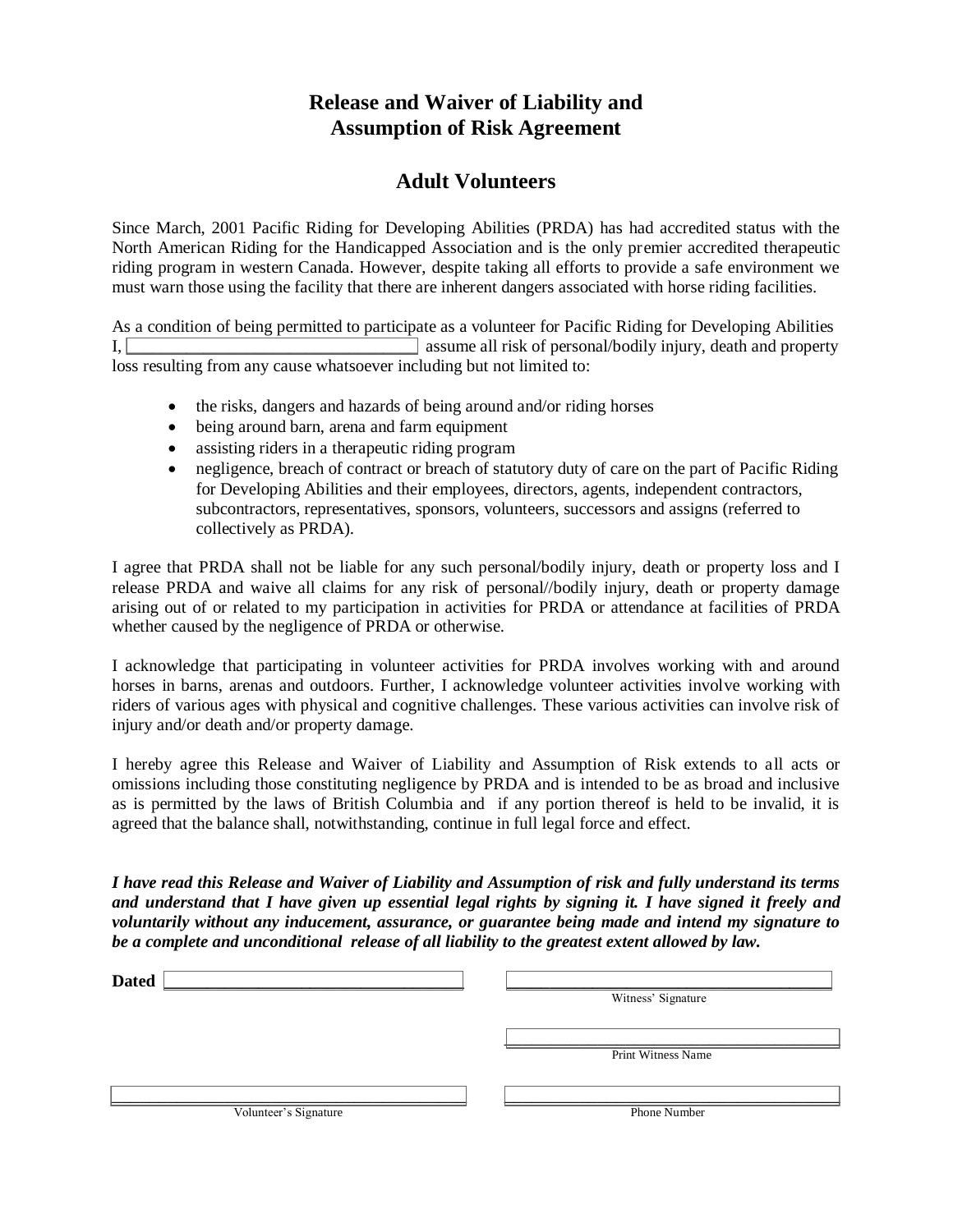# Release and Waiver of Liability and Assumption of Risk Agreement

## Adult Volunteers

Since March, 2001 Pacific Riding for Developing Abilities (PRDA) has had accredited status with the North American Riding for the Handicapped Association and is the only premier accredited therapeutic riding program in western Canada. However, despite taking all efforts to provide a safe environment we must warn those using the facility that there are inherent dangers associated with horse riding facilities.

As a condition of being permitted to participate as a volunteer for Pacific Riding for Developing Abilities I, ______________________________ assume all risk of personal/bodily injury, death and property loss resulting from any cause whatsoever including but not limited to:

- the risks, dangers and hazards of being around and/or riding horses
- being around barn, arena and farm equipment
- assisting riders in a therapeutic riding program
- negligence, breach of contract or breach of statutory duty of care on the part of Pacific Riding for Developing Abilities and their employees, directors, agents, independent contractors, subcontractors, representatives, sponsors, volunteers, successors and assigns (referred to collectively as PRDA).

I agree that PRDA shall not be liable for any such personal/bodily injury, death or property loss and I release PRDA and waive all claims for any risk of personal//bodily injury, death or property damage arising out of or related to my participation in activities for PRDA or attendance at facilities of PRDA whether caused by the negligence of PRDA or otherwise.

I acknowledge that participating in volunteer activities for PRDA involves working with and around horses in barns, arenas and outdoors. Further, I acknowledge volunteer activities involve working with riders of various ages with physical and cognitive challenges. These various activities can involve risk of injury and/or death and/or property damage.

I hereby agree this Release and Waiver of Liability and Assumption of Risk extends to all acts or omissions including those constituting negligence by PRDA and is intended to be as broad and inclusive as is permitted by the laws of British Columbia and if any portion thereof is held to be invalid, it is agreed that the balance shall, notwithstanding, continue in full legal force and effect.

***I have read this Release and Waiver of Liability and Assumption of risk and fully understand its terms and understand that I have given up essential legal rights by signing it. I have signed it freely and voluntarily without any inducement, assurance, or guarantee being made and intend my signature to be a complete and unconditional release of all liability to the greatest extent allowed by law.***

**Dated** ______________________________

______________________________
Witness' Signature

______________________________
Print Witness Name

______________________________
Volunteer's Signature

______________________________
Phone Number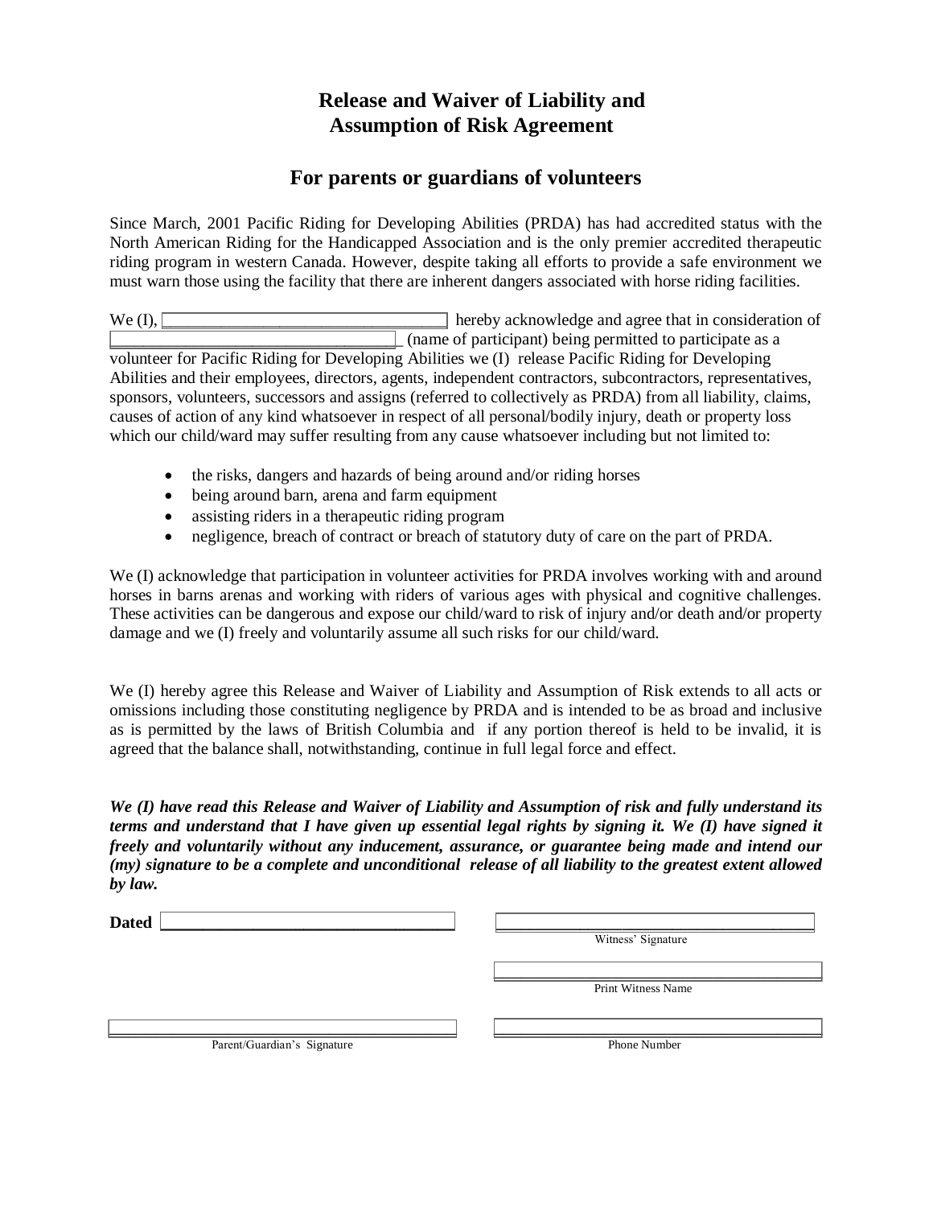# Release and Waiver of Liability and Assumption of Risk Agreement

## For parents or guardians of volunteers

Since March, 2001 Pacific Riding for Developing Abilities (PRDA) has had accredited status with the North American Riding for the Handicapped Association and is the only premier accredited therapeutic riding program in western Canada. However, despite taking all efforts to provide a safe environment we must warn those using the facility that there are inherent dangers associated with horse riding facilities.

We (I), ________________________________ hereby acknowledge and agree that in consideration of ________________________________ (name of participant) being permitted to participate as a volunteer for Pacific Riding for Developing Abilities we (I) release Pacific Riding for Developing Abilities and their employees, directors, agents, independent contractors, subcontractors, representatives, sponsors, volunteers, successors and assigns (referred to collectively as PRDA) from all liability, claims, causes of action of any kind whatsoever in respect of all personal/bodily injury, death or property loss which our child/ward may suffer resulting from any cause whatsoever including but not limited to:

- the risks, dangers and hazards of being around and/or riding horses
- being around barn, arena and farm equipment
- assisting riders in a therapeutic riding program
- negligence, breach of contract or breach of statutory duty of care on the part of PRDA.

We (I) acknowledge that participation in volunteer activities for PRDA involves working with and around horses in barns arenas and working with riders of various ages with physical and cognitive challenges. These activities can be dangerous and expose our child/ward to risk of injury and/or death and/or property damage and we (I) freely and voluntarily assume all such risks for our child/ward.

We (I) hereby agree this Release and Waiver of Liability and Assumption of Risk extends to all acts or omissions including those constituting negligence by PRDA and is intended to be as broad and inclusive as is permitted by the laws of British Columbia and if any portion thereof is held to be invalid, it is agreed that the balance shall, notwithstanding, continue in full legal force and effect.

***We (I) have read this Release and Waiver of Liability and Assumption of risk and fully understand its terms and understand that I have given up essential legal rights by signing it. We (I) have signed it freely and voluntarily without any inducement, assurance, or guarantee being made and intend our (my) signature to be a complete and unconditional release of all liability to the greatest extent allowed by law.***

**Dated** ________________________________

________________________________
Witness' Signature

________________________________
Print Witness Name

________________________________
Parent/Guardian's Signature

________________________________
Phone Number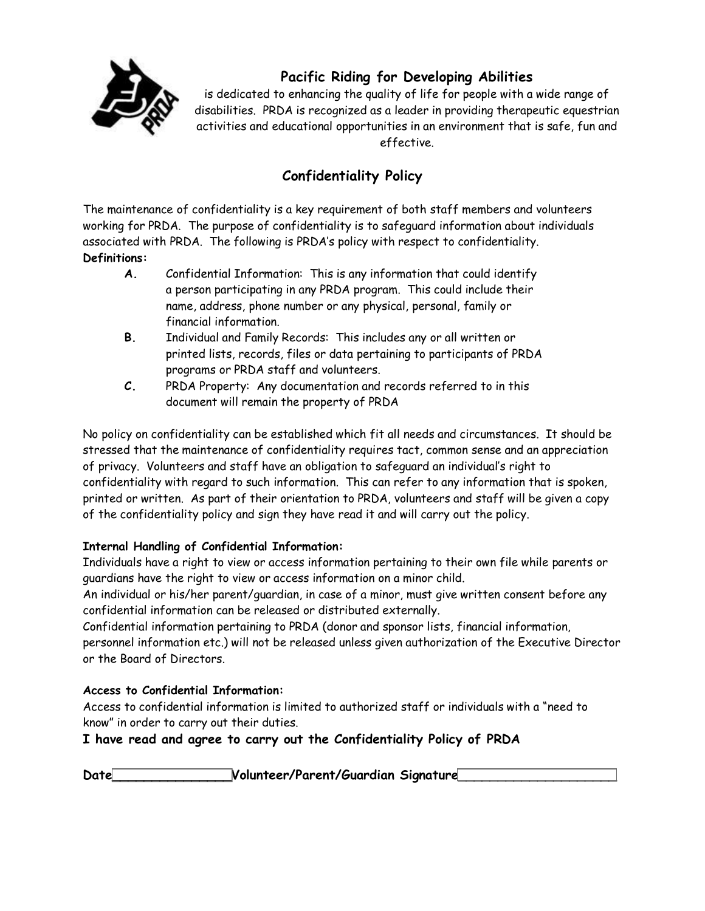## Pacific Riding for Developing Abilities

is dedicated to enhancing the quality of life for people with a wide range of disabilities. PRDA is recognized as a leader in providing therapeutic equestrian activities and educational opportunities in an environment that is safe, fun and effective.

## Confidentiality Policy

The maintenance of confidentiality is a key requirement of both staff members and volunteers working for PRDA. The purpose of confidentiality is to safeguard information about individuals associated with PRDA. The following is PRDA's policy with respect to confidentiality.

**Definitions:**

- **A.** Confidential Information: This is any information that could identify a person participating in any PRDA program. This could include their name, address, phone number or any physical, personal, family or financial information.
- **B.** Individual and Family Records: This includes any or all written or printed lists, records, files or data pertaining to participants of PRDA programs or PRDA staff and volunteers.
- **C.** PRDA Property: Any documentation and records referred to in this document will remain the property of PRDA

No policy on confidentiality can be established which fit all needs and circumstances. It should be stressed that the maintenance of confidentiality requires tact, common sense and an appreciation of privacy. Volunteers and staff have an obligation to safeguard an individual's right to confidentiality with regard to such information. This can refer to any information that is spoken, printed or written. As part of their orientation to PRDA, volunteers and staff will be given a copy of the confidentiality policy and sign they have read it and will carry out the policy.

**Internal Handling of Confidential Information:**

Individuals have a right to view or access information pertaining to their own file while parents or guardians have the right to view or access information on a minor child.

An individual or his/her parent/guardian, in case of a minor, must give written consent before any confidential information can be released or distributed externally.

Confidential information pertaining to PRDA (donor and sponsor lists, financial information, personnel information etc.) will not be released unless given authorization of the Executive Director or the Board of Directors.

**Access to Confidential Information:**

Access to confidential information is limited to authorized staff or individuals with a "need to know" in order to carry out their duties.

**I have read and agree to carry out the Confidentiality Policy of PRDA**

**Date_______________Volunteer/Parent/Guardian Signature____________________**